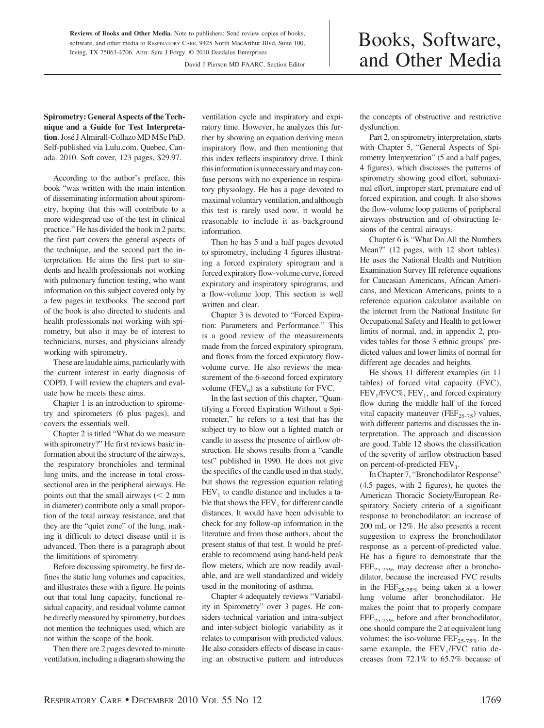**Reviews of Books and Other Media.** Note to publishers: Send review copies of books, software, and other media to RESPIRATORY CARE, 9425 North MacArthur Blvd, Suite 100, Irving, TX 75063-4706. Attn: Sara J Forgy. © 2010 Daedalus Enterprises

David J Pierson MD FAARC, Section Editor

# Books, Software, and Other Media

**Spirometry: General Aspects of the Technique and a Guide for Test Interpretation**. José J Almirall-Collazo MD MSc PhD. Self-published via Lulu.com. Quebec, Canada. 2010. Soft cover, 123 pages, $29.97.

According to the author's preface, this book "was written with the main intention of disseminating information about spirometry, hoping that this will contribute to a more widespread use of the test in clinical practice." He has divided the book in 2 parts; the first part covers the general aspects of the technique, and the second part the interpretation. He aims the first part to students and health professionals not working with pulmonary function testing, who want information on this subject covered only by a few pages in textbooks. The second part of the book is also directed to students and health professionals not working with spirometry, but also it may be of interest to technicians, nurses, and physicians already working with spirometry.

These are laudable aims, particularly with the current interest in early diagnosis of COPD. I will review the chapters and evaluate how he meets these aims.

Chapter 1 is an introduction to spirometry and spirometers (6 plus pages), and covers the essentials well.

Chapter 2 is titled "What do we measure with spirometry?" He first reviews basic information about the structure of the airways, the respiratory bronchioles and terminal lung units, and the increase in total cross-sectional area in the peripheral airways. He points out that the small airways (< 2 mm in diameter) contribute only a small proportion of the total airway resistance, and that they are the "quiet zone" of the lung, making it difficult to detect disease until it is advanced. Then there is a paragraph about the limitations of spirometry.

Before discussing spirometry, he first defines the static lung volumes and capacities, and illustrates these with a figure. He points out that total lung capacity, functional residual capacity, and residual volume cannot be directly measured by spirometry, but does not mention the techniques used, which are not within the scope of the book.

Then there are 2 pages devoted to minute ventilation, including a diagram showing the ventilation cycle and inspiratory and expiratory time. However, he analyzes this further by showing an equation deriving mean inspiratory flow, and then mentioning that this index reflects inspiratory drive. I think this information is unnecessary and may confuse persons with no experience in respiratory physiology. He has a page devoted to maximal voluntary ventilation, and although this test is rarely used now, it would be reasonable to include it as background information.

Then he has 5 and a half pages devoted to spirometry, including 4 figures illustrating a forced expiratory spirogram and a forced expiratory flow-volume curve, forced expiratory and inspiratory spirograms, and a flow-volume loop. This section is well written and clear.

Chapter 3 is devoted to "Forced Expiration: Parameters and Performance." This is a good review of the measurements made from the forced expiratory spirogram, and flows from the forced expiratory flow-volume curve. He also reviews the measurement of the 6-second forced expiratory volume ($FEV_6$) as a substitute for FVC.

In the last section of this chapter, "Quantifying a Forced Expiration Without a Spirometer," he refers to a test that has the subject try to blow out a lighted match or candle to assess the presence of airflow obstruction. He shows results from a "candle test" published in 1990. He does not give the specifics of the candle used in that study, but shows the regression equation relating $FEV_1$ to candle distance and includes a table that shows the $FEV_1$ for different candle distances. It would have been advisable to check for any follow-up information in the literature and from those authors, about the present status of that test. It would be preferable to recommend using hand-held peak flow meters, which are now readily available, and are well standardized and widely used in the monitoring of asthma.

Chapter 4 adequately reviews "Variability in Spirometry" over 3 pages. He considers technical variation and intra-subject and inter-subject biologic variability as it relates to comparison with predicted values. He also considers effects of disease in causing an obstructive pattern and introduces the concepts of obstructive and restrictive dysfunction.

Part 2, on spirometry interpretation, starts with Chapter 5, "General Aspects of Spirometry Interpretation" (5 and a half pages, 4 figures), which discusses the patterns of spirometry showing good effort, submaximal effort, improper start, premature end of forced expiration, and cough. It also shows the flow-volume loop patterns of peripheral airways obstruction and of obstructing lesions of the central airways.

Chapter 6 is "What Do All the Numbers Mean?" (12 pages, with 12 short tables). He uses the National Health and Nutrition Examination Survey III reference equations for Caucasian Americans, African Americans, and Mexican Americans, points to a reference equation calculator available on the internet from the National Institute for Occupational Safety and Health to get lower limits of normal, and, in appendix 2, provides tables for those 3 ethnic groups' predicted values and lower limits of normal for different age decades and heights.

He shows 11 different examples (in 11 tables) of forced vital capacity (FVC), $FEV_1$/FVC%, $FEV_1$, and forced expiratory flow during the middle half of the forced vital capacity maneuver ($FEF_{25-75}$) values, with different patterns and discusses the interpretation. The approach and discussion are good. Table 12 shows the classification of the severity of airflow obstruction based on percent-of-predicted $FEV_1$.

In Chapter 7, "Bronchodilator Response" (4.5 pages, with 2 figures), he quotes the American Thoracic Society/European Respiratory Society criteria of a significant response to bronchodilator: an increase of 200 mL or 12%. He also presents a recent suggestion to express the bronchodilator response as a percent-of-predicted value. He has a figure to demonstrate that the $FEF_{25-75\%}$ may decrease after a bronchodilator, because the increased FVC results in the $FEF_{25-75\%}$ being taken at a lower lung volume after bronchodilator. He makes the point that to properly compare $FEF_{25-75\%}$ before and after bronchodilator, one should compare the 2 at equivalent lung volumes: the iso-volume $FEF_{25-75\%}$. In the same example, the $FEV_1$/FVC ratio decreases from 72.1% to 65.7% because of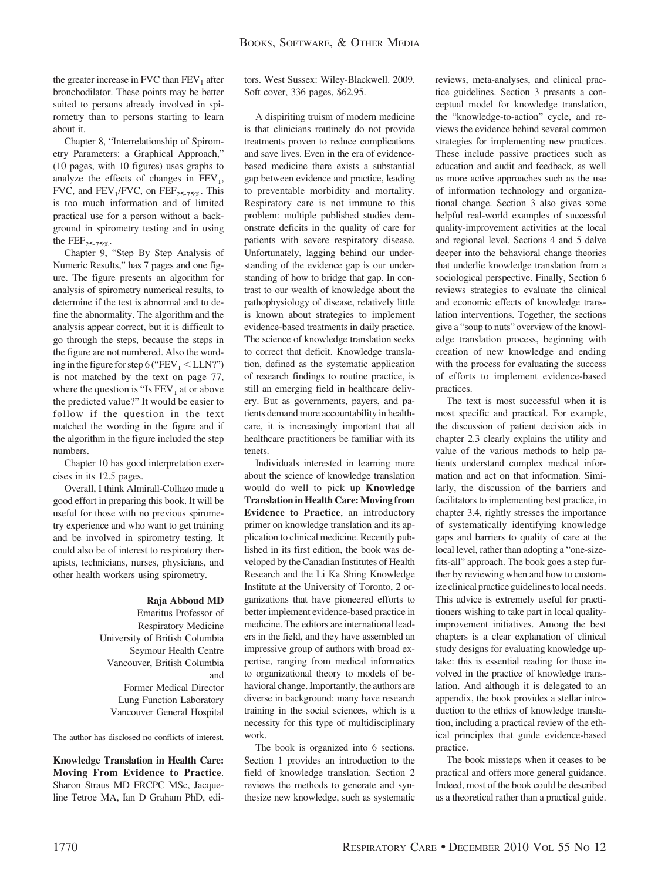the greater increase in FVC than $FEV_1$ after bronchodilator. These points may be better suited to persons already involved in spirometry than to persons starting to learn about it.

Chapter 8, "Interrelationship of Spirometry Parameters: a Graphical Approach," (10 pages, with 10 figures) uses graphs to analyze the effects of changes in $FEV_1$, FVC, and $FEV_1$/FVC, on $FEF_{25-75\%}$. This is too much information and of limited practical use for a person without a background in spirometry testing and in using the $FEF_{25-75\%}$.

Chapter 9, "Step By Step Analysis of Numeric Results," has 7 pages and one figure. The figure presents an algorithm for analysis of spirometry numerical results, to determine if the test is abnormal and to define the abnormality. The algorithm and the analysis appear correct, but it is difficult to go through the steps, because the steps in the figure are not numbered. Also the wording in the figure for step 6 ("$FEV_1 <$ LLN?") is not matched by the text on page 77, where the question is "Is $FEV_1$ at or above the predicted value?" It would be easier to follow if the question in the text matched the wording in the figure and if the algorithm in the figure included the step numbers.

Chapter 10 has good interpretation exercises in its 12.5 pages.

Overall, I think Almirall-Collazo made a good effort in preparing this book. It will be useful for those with no previous spirometry experience and who want to get training and be involved in spirometry testing. It could also be of interest to respiratory therapists, technicians, nurses, physicians, and other health workers using spirometry.

**Raja Abboud MD**
Emeritus Professor of
Respiratory Medicine
University of British Columbia
Seymour Health Centre
Vancouver, British Columbia
and
Former Medical Director
Lung Function Laboratory
Vancouver General Hospital

The author has disclosed no conflicts of interest.

**Knowledge Translation in Health Care: Moving From Evidence to Practice**. Sharon Straus MD FRCPC MSc, Jacqueline Tetroe MA, Ian D Graham PhD, editors. West Sussex: Wiley-Blackwell. 2009. Soft cover, 336 pages, $62.95.

A dispiriting truism of modern medicine is that clinicians routinely do not provide treatments proven to reduce complications and save lives. Even in the era of evidence-based medicine there exists a substantial gap between evidence and practice, leading to preventable morbidity and mortality. Respiratory care is not immune to this problem: multiple published studies demonstrate deficits in the quality of care for patients with severe respiratory disease. Unfortunately, lagging behind our understanding of the evidence gap is our understanding of how to bridge that gap. In contrast to our wealth of knowledge about the pathophysiology of disease, relatively little is known about strategies to implement evidence-based treatments in daily practice. The science of knowledge translation seeks to correct that deficit. Knowledge translation, defined as the systematic application of research findings to routine practice, is still an emerging field in healthcare delivery. But as governments, payers, and patients demand more accountability in healthcare, it is increasingly important that all healthcare practitioners be familiar with its tenets.

Individuals interested in learning more about the science of knowledge translation would do well to pick up **Knowledge Translation in Health Care: Moving from Evidence to Practice**, an introductory primer on knowledge translation and its application to clinical medicine. Recently published in its first edition, the book was developed by the Canadian Institutes of Health Research and the Li Ka Shing Knowledge Institute at the University of Toronto, 2 organizations that have pioneered efforts to better implement evidence-based practice in medicine. The editors are international leaders in the field, and they have assembled an impressive group of authors with broad expertise, ranging from medical informatics to organizational theory to models of behavioral change. Importantly, the authors are diverse in background: many have research training in the social sciences, which is a necessity for this type of multidisciplinary work.

The book is organized into 6 sections. Section 1 provides an introduction to the field of knowledge translation. Section 2 reviews the methods to generate and synthesize new knowledge, such as systematic reviews, meta-analyses, and clinical practice guidelines. Section 3 presents a conceptual model for knowledge translation, the "knowledge-to-action" cycle, and reviews the evidence behind several common strategies for implementing new practices. These include passive practices such as education and audit and feedback, as well as more active approaches such as the use of information technology and organizational change. Section 3 also gives some helpful real-world examples of successful quality-improvement activities at the local and regional level. Sections 4 and 5 delve deeper into the behavioral change theories that underlie knowledge translation from a sociological perspective. Finally, Section 6 reviews strategies to evaluate the clinical and economic effects of knowledge translation interventions. Together, the sections give a "soup to nuts" overview of the knowledge translation process, beginning with creation of new knowledge and ending with the process for evaluating the success of efforts to implement evidence-based practices.

The text is most successful when it is most specific and practical. For example, the discussion of patient decision aids in chapter 2.3 clearly explains the utility and value of the various methods to help patients understand complex medical information and act on that information. Similarly, the discussion of the barriers and facilitators to implementing best practice, in chapter 3.4, rightly stresses the importance of systematically identifying knowledge gaps and barriers to quality of care at the local level, rather than adopting a "one-size-fits-all" approach. The book goes a step further by reviewing when and how to customize clinical practice guidelines to local needs. This advice is extremely useful for practitioners wishing to take part in local quality-improvement initiatives. Among the best chapters is a clear explanation of clinical study designs for evaluating knowledge uptake: this is essential reading for those involved in the practice of knowledge translation. And although it is delegated to an appendix, the book provides a stellar introduction to the ethics of knowledge translation, including a practical review of the ethical principles that guide evidence-based practice.

The book missteps when it ceases to be practical and offers more general guidance. Indeed, most of the book could be described as a theoretical rather than a practical guide.